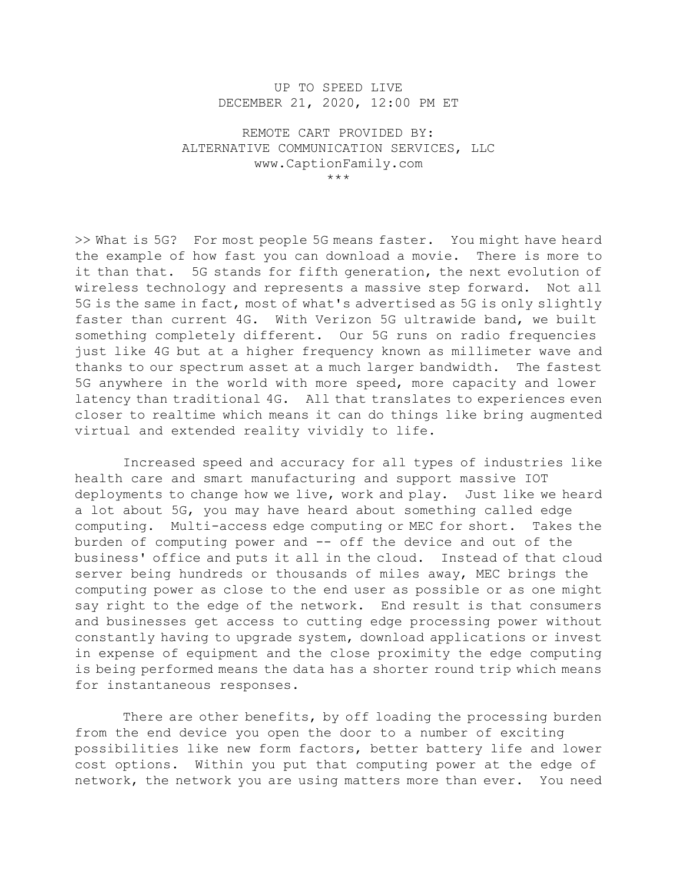UP TO SPEED LIVE
DECEMBER 21, 2020, 12:00 PM ET

REMOTE CART PROVIDED BY:
ALTERNATIVE COMMUNICATION SERVICES, LLC
www.CaptionFamily.com
***

>> What is 5G? For most people 5G means faster. You might have heard the example of how fast you can download a movie. There is more to it than that. 5G stands for fifth generation, the next evolution of wireless technology and represents a massive step forward. Not all 5G is the same in fact, most of what's advertised as 5G is only slightly faster than current 4G. With Verizon 5G ultrawide band, we built something completely different. Our 5G runs on radio frequencies just like 4G but at a higher frequency known as millimeter wave and thanks to our spectrum asset at a much larger bandwidth. The fastest 5G anywhere in the world with more speed, more capacity and lower latency than traditional 4G. All that translates to experiences even closer to realtime which means it can do things like bring augmented virtual and extended reality vividly to life.

Increased speed and accuracy for all types of industries like health care and smart manufacturing and support massive IOT deployments to change how we live, work and play. Just like we heard a lot about 5G, you may have heard about something called edge computing. Multi-access edge computing or MEC for short. Takes the burden of computing power and -- off the device and out of the business' office and puts it all in the cloud. Instead of that cloud server being hundreds or thousands of miles away, MEC brings the computing power as close to the end user as possible or as one might say right to the edge of the network. End result is that consumers and businesses get access to cutting edge processing power without constantly having to upgrade system, download applications or invest in expense of equipment and the close proximity the edge computing is being performed means the data has a shorter round trip which means for instantaneous responses.

There are other benefits, by off loading the processing burden from the end device you open the door to a number of exciting possibilities like new form factors, better battery life and lower cost options. Within you put that computing power at the edge of network, the network you are using matters more than ever. You need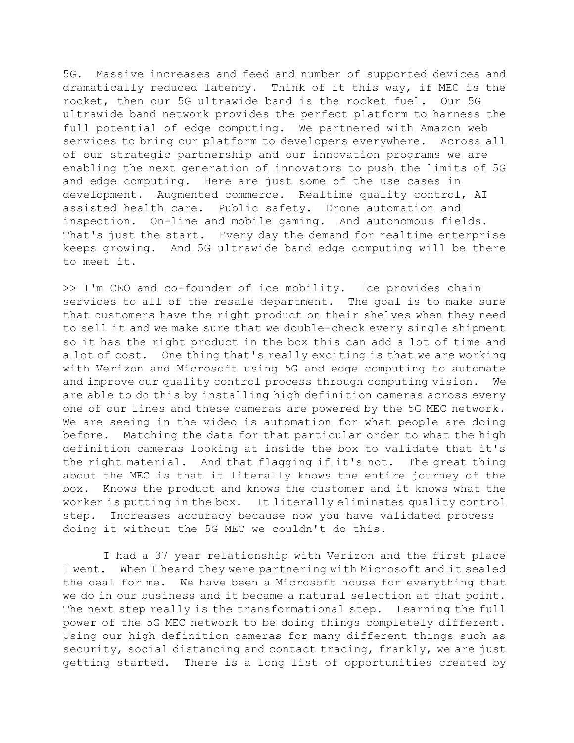5G. Massive increases and feed and number of supported devices and dramatically reduced latency. Think of it this way, if MEC is the rocket, then our 5G ultrawide band is the rocket fuel. Our 5G ultrawide band network provides the perfect platform to harness the full potential of edge computing. We partnered with Amazon web services to bring our platform to developers everywhere. Across all of our strategic partnership and our innovation programs we are enabling the next generation of innovators to push the limits of 5G and edge computing. Here are just some of the use cases in development. Augmented commerce. Realtime quality control, AI assisted health care. Public safety. Drone automation and inspection. On-line and mobile gaming. And autonomous fields. That's just the start. Every day the demand for realtime enterprise keeps growing. And 5G ultrawide band edge computing will be there to meet it.

>> I'm CEO and co-founder of ice mobility. Ice provides chain services to all of the resale department. The goal is to make sure that customers have the right product on their shelves when they need to sell it and we make sure that we double-check every single shipment so it has the right product in the box this can add a lot of time and a lot of cost. One thing that's really exciting is that we are working with Verizon and Microsoft using 5G and edge computing to automate and improve our quality control process through computing vision. We are able to do this by installing high definition cameras across every one of our lines and these cameras are powered by the 5G MEC network. We are seeing in the video is automation for what people are doing before. Matching the data for that particular order to what the high definition cameras looking at inside the box to validate that it's the right material. And that flagging if it's not. The great thing about the MEC is that it literally knows the entire journey of the box. Knows the product and knows the customer and it knows what the worker is putting in the box. It literally eliminates quality control step. Increases accuracy because now you have validated process doing it without the 5G MEC we couldn't do this.

I had a 37 year relationship with Verizon and the first place I went. When I heard they were partnering with Microsoft and it sealed the deal for me. We have been a Microsoft house for everything that we do in our business and it became a natural selection at that point. The next step really is the transformational step. Learning the full power of the 5G MEC network to be doing things completely different. Using our high definition cameras for many different things such as security, social distancing and contact tracing, frankly, we are just getting started. There is a long list of opportunities created by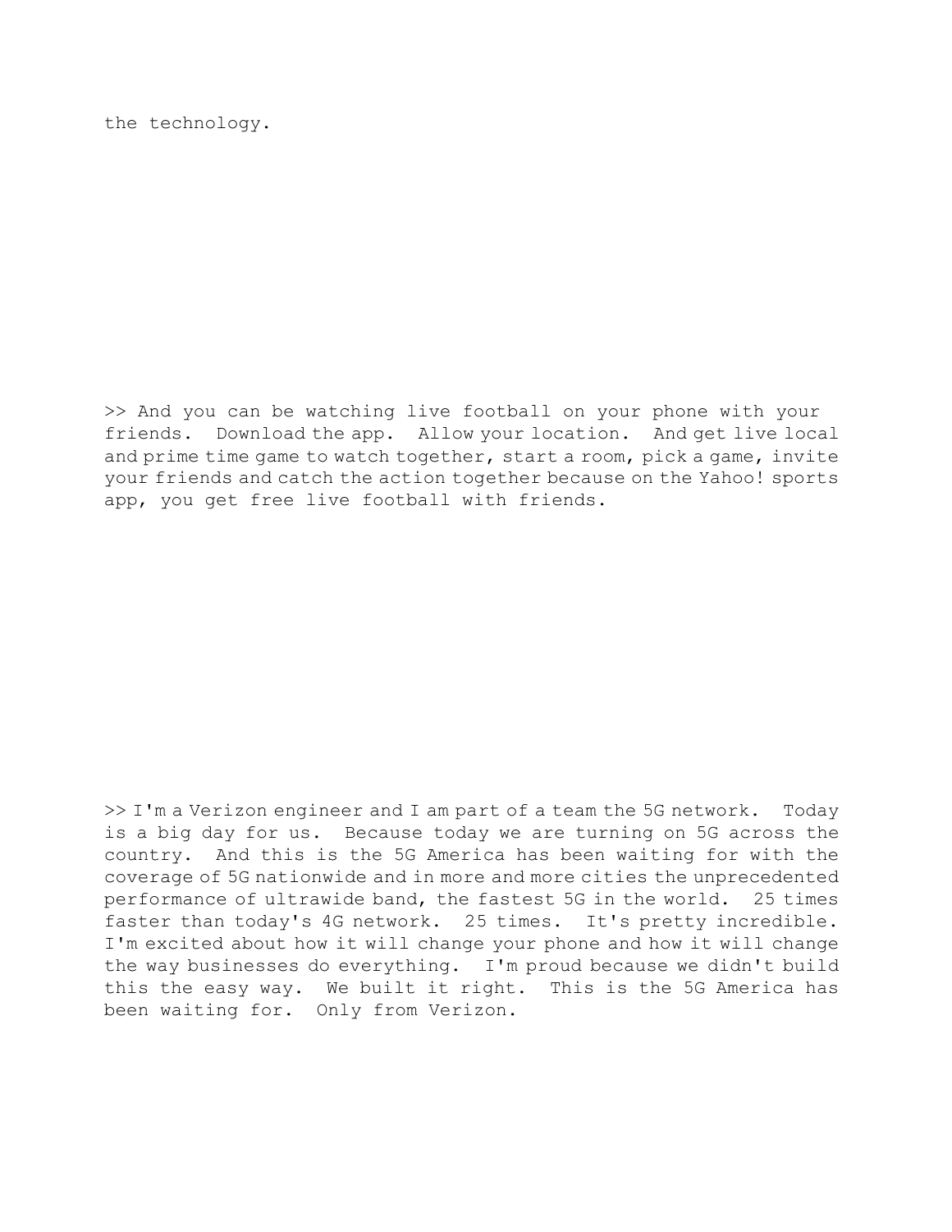the technology.

>> And you can be watching live football on your phone with your friends.  Download the app.  Allow your location.  And get live local and prime time game to watch together, start a room, pick a game, invite your friends and catch the action together because on the Yahoo! sports app, you get free live football with friends.

>> I'm a Verizon engineer and I am part of a team the 5G network.  Today is a big day for us.  Because today we are turning on 5G across the country.  And this is the 5G America has been waiting for with the coverage of 5G nationwide and in more and more cities the unprecedented performance of ultrawide band, the fastest 5G in the world.  25 times faster than today's 4G network.  25 times.  It's pretty incredible.  I'm excited about how it will change your phone and how it will change the way businesses do everything.  I'm proud because we didn't build this the easy way.  We built it right.  This is the 5G America has been waiting for.  Only from Verizon.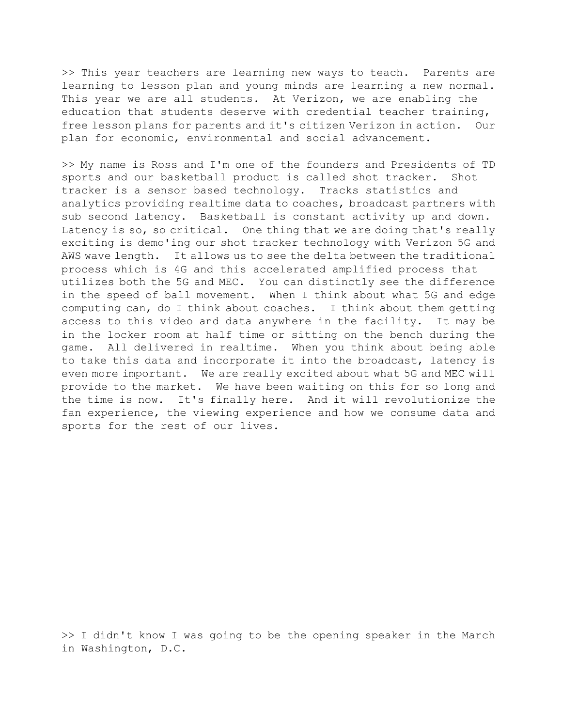>> This year teachers are learning new ways to teach.  Parents are learning to lesson plan and young minds are learning a new normal.  This year we are all students.  At Verizon, we are enabling the education that students deserve with credential teacher training, free lesson plans for parents and it's citizen Verizon in action.  Our plan for economic, environmental and social advancement.

>> My name is Ross and I'm one of the founders and Presidents of TD sports and our basketball product is called shot tracker.  Shot tracker is a sensor based technology.  Tracks statistics and analytics providing realtime data to coaches, broadcast partners with sub second latency.  Basketball is constant activity up and down.  Latency is so, so critical.  One thing that we are doing that's really exciting is demo'ing our shot tracker technology with Verizon 5G and AWS wave length.  It allows us to see the delta between the traditional process which is 4G and this accelerated amplified process that utilizes both the 5G and MEC.  You can distinctly see the difference in the speed of ball movement.  When I think about what 5G and edge computing can, do I think about coaches.  I think about them getting access to this video and data anywhere in the facility.  It may be in the locker room at half time or sitting on the bench during the game.  All delivered in realtime.  When you think about being able to take this data and incorporate it into the broadcast, latency is even more important.  We are really excited about what 5G and MEC will provide to the market.  We have been waiting on this for so long and the time is now.  It's finally here.  And it will revolutionize the fan experience, the viewing experience and how we consume data and sports for the rest of our lives.

>> I didn't know I was going to be the opening speaker in the March in Washington, D.C.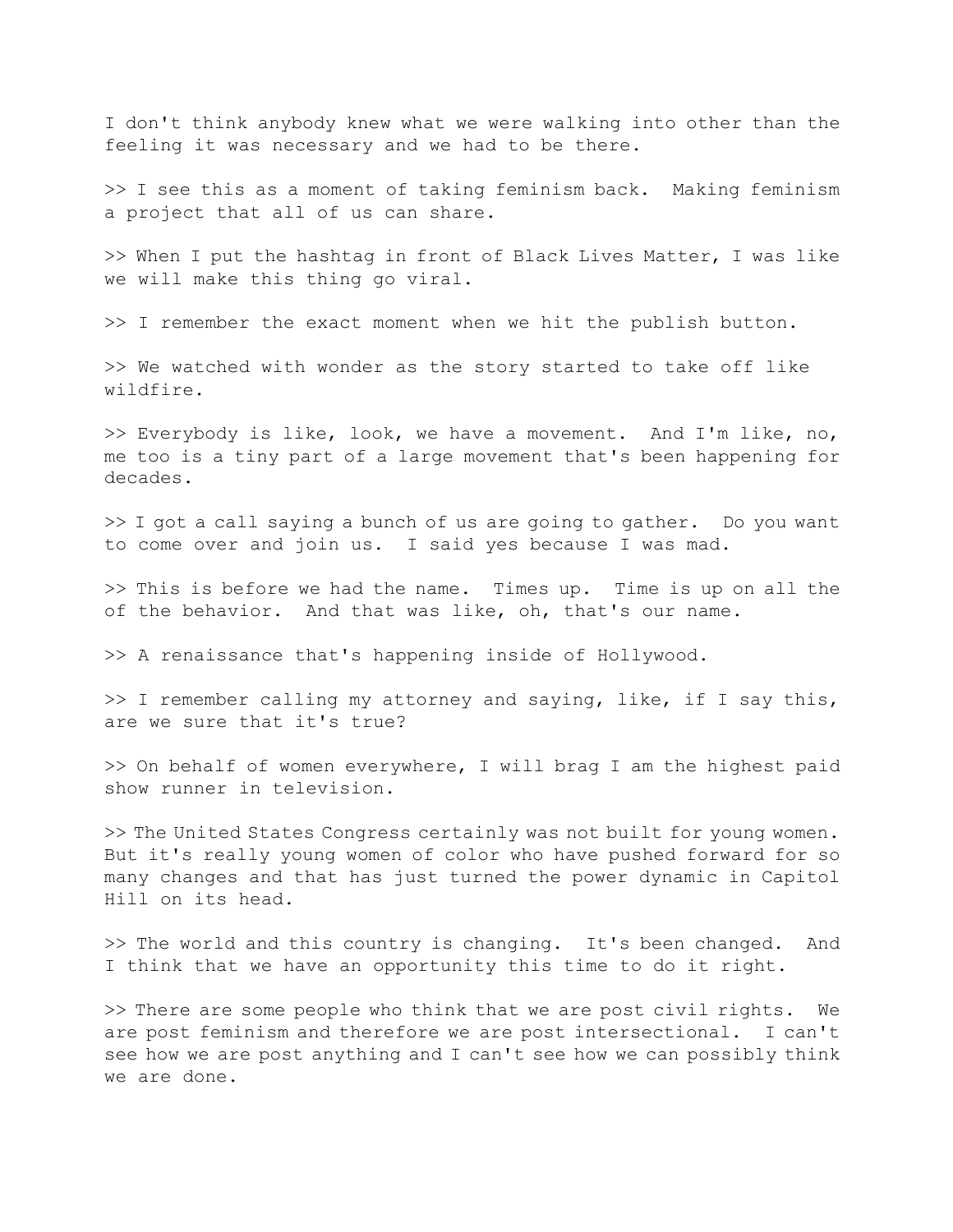I don't think anybody knew what we were walking into other than the feeling it was necessary and we had to be there.

>> I see this as a moment of taking feminism back. Making feminism a project that all of us can share.

>> When I put the hashtag in front of Black Lives Matter, I was like we will make this thing go viral.

>> I remember the exact moment when we hit the publish button.

>> We watched with wonder as the story started to take off like wildfire.

>> Everybody is like, look, we have a movement. And I'm like, no, me too is a tiny part of a large movement that's been happening for decades.

>> I got a call saying a bunch of us are going to gather. Do you want to come over and join us. I said yes because I was mad.

>> This is before we had the name. Times up. Time is up on all the of the behavior. And that was like, oh, that's our name.

>> A renaissance that's happening inside of Hollywood.

>> I remember calling my attorney and saying, like, if I say this, are we sure that it's true?

>> On behalf of women everywhere, I will brag I am the highest paid show runner in television.

>> The United States Congress certainly was not built for young women. But it's really young women of color who have pushed forward for so many changes and that has just turned the power dynamic in Capitol Hill on its head.

>> The world and this country is changing. It's been changed. And I think that we have an opportunity this time to do it right.

>> There are some people who think that we are post civil rights. We are post feminism and therefore we are post intersectional. I can't see how we are post anything and I can't see how we can possibly think we are done.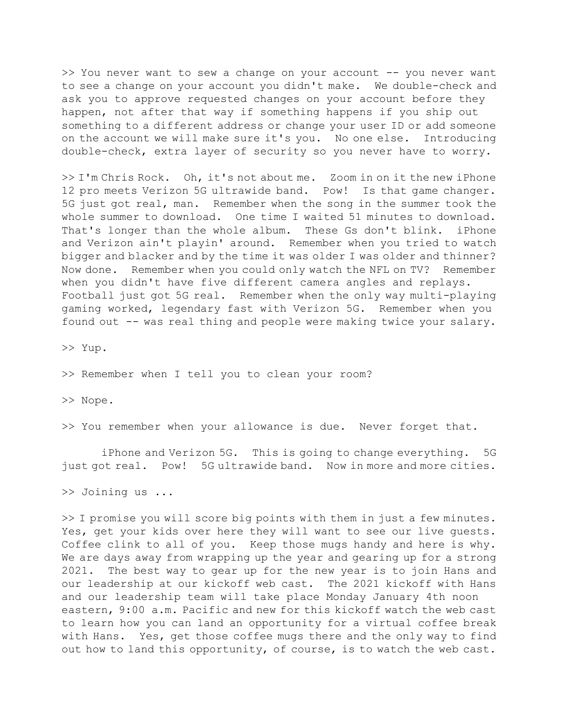>> You never want to sew a change on your account -- you never want to see a change on your account you didn't make. We double-check and ask you to approve requested changes on your account before they happen, not after that way if something happens if you ship out something to a different address or change your user ID or add someone on the account we will make sure it's you. No one else. Introducing double-check, extra layer of security so you never have to worry.

>> I'm Chris Rock. Oh, it's not about me. Zoom in on it the new iPhone 12 pro meets Verizon 5G ultrawide band. Pow! Is that game changer. 5G just got real, man. Remember when the song in the summer took the whole summer to download. One time I waited 51 minutes to download. That's longer than the whole album. These Gs don't blink. iPhone and Verizon ain't playin' around. Remember when you tried to watch bigger and blacker and by the time it was older I was older and thinner? Now done. Remember when you could only watch the NFL on TV? Remember when you didn't have five different camera angles and replays. Football just got 5G real. Remember when the only way multi-playing gaming worked, legendary fast with Verizon 5G. Remember when you found out -- was real thing and people were making twice your salary.

>> Yup.

>> Remember when I tell you to clean your room?

>> Nope.

>> You remember when your allowance is due. Never forget that.

iPhone and Verizon 5G. This is going to change everything. 5G just got real. Pow! 5G ultrawide band. Now in more and more cities.

>> Joining us ...

>> I promise you will score big points with them in just a few minutes. Yes, get your kids over here they will want to see our live guests. Coffee clink to all of you. Keep those mugs handy and here is why. We are days away from wrapping up the year and gearing up for a strong 2021. The best way to gear up for the new year is to join Hans and our leadership at our kickoff web cast. The 2021 kickoff with Hans and our leadership team will take place Monday January 4th noon eastern, 9:00 a.m. Pacific and new for this kickoff watch the web cast to learn how you can land an opportunity for a virtual coffee break with Hans. Yes, get those coffee mugs there and the only way to find out how to land this opportunity, of course, is to watch the web cast.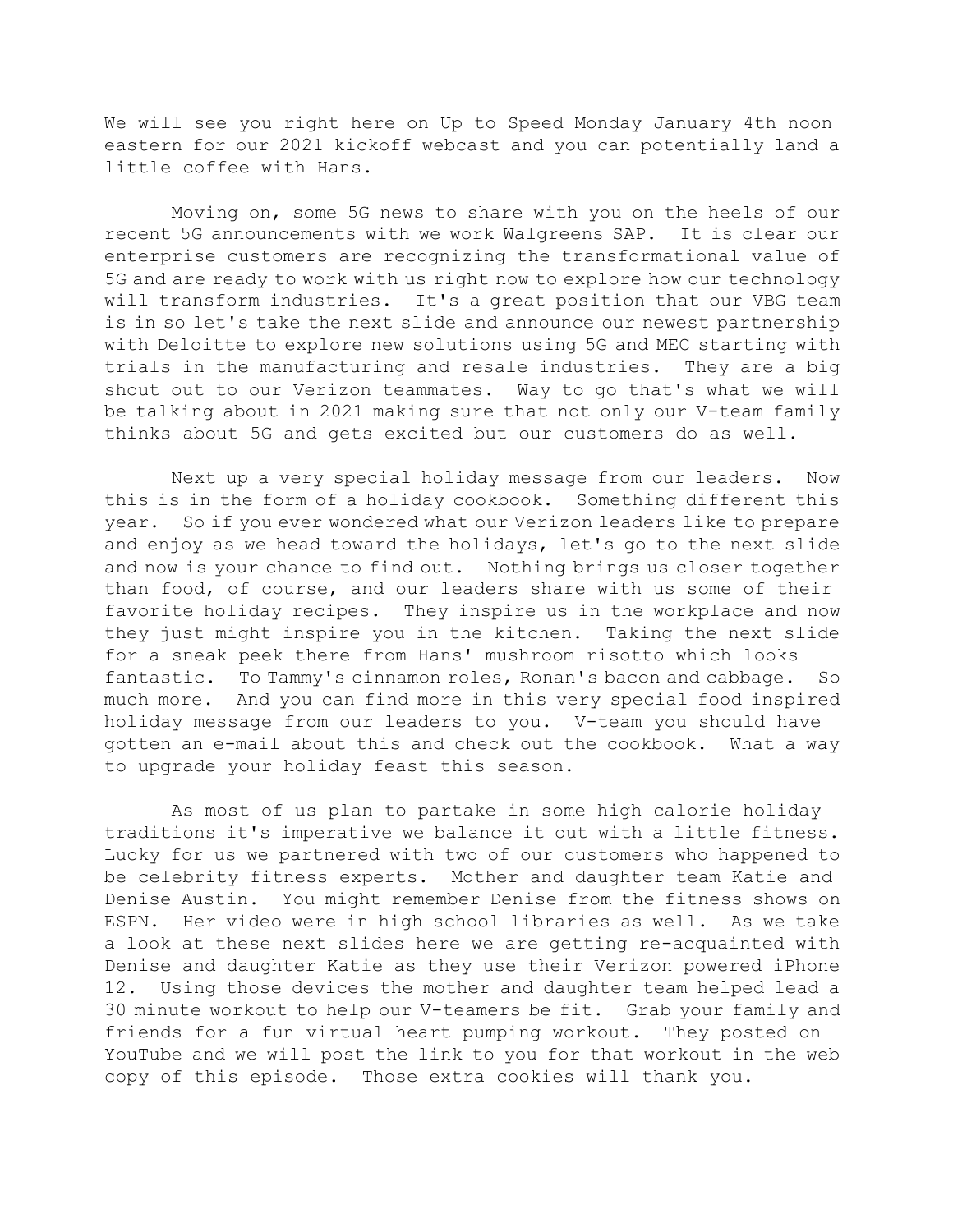We will see you right here on Up to Speed Monday January 4th noon eastern for our 2021 kickoff webcast and you can potentially land a little coffee with Hans.

Moving on, some 5G news to share with you on the heels of our recent 5G announcements with we work Walgreens SAP. It is clear our enterprise customers are recognizing the transformational value of 5G and are ready to work with us right now to explore how our technology will transform industries. It's a great position that our VBG team is in so let's take the next slide and announce our newest partnership with Deloitte to explore new solutions using 5G and MEC starting with trials in the manufacturing and resale industries. They are a big shout out to our Verizon teammates. Way to go that's what we will be talking about in 2021 making sure that not only our V-team family thinks about 5G and gets excited but our customers do as well.

Next up a very special holiday message from our leaders. Now this is in the form of a holiday cookbook. Something different this year. So if you ever wondered what our Verizon leaders like to prepare and enjoy as we head toward the holidays, let's go to the next slide and now is your chance to find out. Nothing brings us closer together than food, of course, and our leaders share with us some of their favorite holiday recipes. They inspire us in the workplace and now they just might inspire you in the kitchen. Taking the next slide for a sneak peek there from Hans' mushroom risotto which looks fantastic. To Tammy's cinnamon roles, Ronan's bacon and cabbage. So much more. And you can find more in this very special food inspired holiday message from our leaders to you. V-team you should have gotten an e-mail about this and check out the cookbook. What a way to upgrade your holiday feast this season.

As most of us plan to partake in some high calorie holiday traditions it's imperative we balance it out with a little fitness. Lucky for us we partnered with two of our customers who happened to be celebrity fitness experts. Mother and daughter team Katie and Denise Austin. You might remember Denise from the fitness shows on ESPN. Her video were in high school libraries as well. As we take a look at these next slides here we are getting re-acquainted with Denise and daughter Katie as they use their Verizon powered iPhone 12. Using those devices the mother and daughter team helped lead a 30 minute workout to help our V-teamers be fit. Grab your family and friends for a fun virtual heart pumping workout. They posted on YouTube and we will post the link to you for that workout in the web copy of this episode. Those extra cookies will thank you.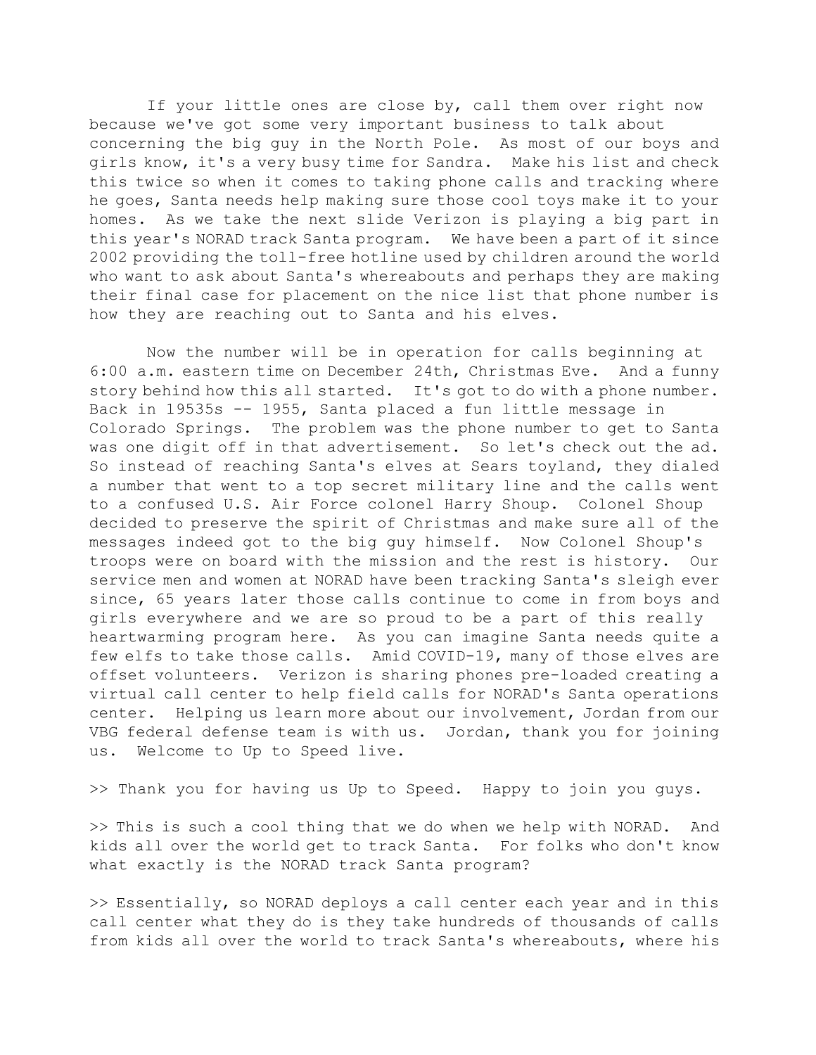If your little ones are close by, call them over right now because we've got some very important business to talk about concerning the big guy in the North Pole. As most of our boys and girls know, it's a very busy time for Sandra. Make his list and check this twice so when it comes to taking phone calls and tracking where he goes, Santa needs help making sure those cool toys make it to your homes. As we take the next slide Verizon is playing a big part in this year's NORAD track Santa program. We have been a part of it since 2002 providing the toll-free hotline used by children around the world who want to ask about Santa's whereabouts and perhaps they are making their final case for placement on the nice list that phone number is how they are reaching out to Santa and his elves.

Now the number will be in operation for calls beginning at 6:00 a.m. eastern time on December 24th, Christmas Eve. And a funny story behind how this all started. It's got to do with a phone number. Back in 19535s -- 1955, Santa placed a fun little message in Colorado Springs. The problem was the phone number to get to Santa was one digit off in that advertisement. So let's check out the ad. So instead of reaching Santa's elves at Sears toyland, they dialed a number that went to a top secret military line and the calls went to a confused U.S. Air Force colonel Harry Shoup. Colonel Shoup decided to preserve the spirit of Christmas and make sure all of the messages indeed got to the big guy himself. Now Colonel Shoup's troops were on board with the mission and the rest is history. Our service men and women at NORAD have been tracking Santa's sleigh ever since, 65 years later those calls continue to come in from boys and girls everywhere and we are so proud to be a part of this really heartwarming program here. As you can imagine Santa needs quite a few elfs to take those calls. Amid COVID-19, many of those elves are offset volunteers. Verizon is sharing phones pre-loaded creating a virtual call center to help field calls for NORAD's Santa operations center. Helping us learn more about our involvement, Jordan from our VBG federal defense team is with us. Jordan, thank you for joining us. Welcome to Up to Speed live.

>> Thank you for having us Up to Speed. Happy to join you guys.

>> This is such a cool thing that we do when we help with NORAD. And kids all over the world get to track Santa. For folks who don't know what exactly is the NORAD track Santa program?

>> Essentially, so NORAD deploys a call center each year and in this call center what they do is they take hundreds of thousands of calls from kids all over the world to track Santa's whereabouts, where his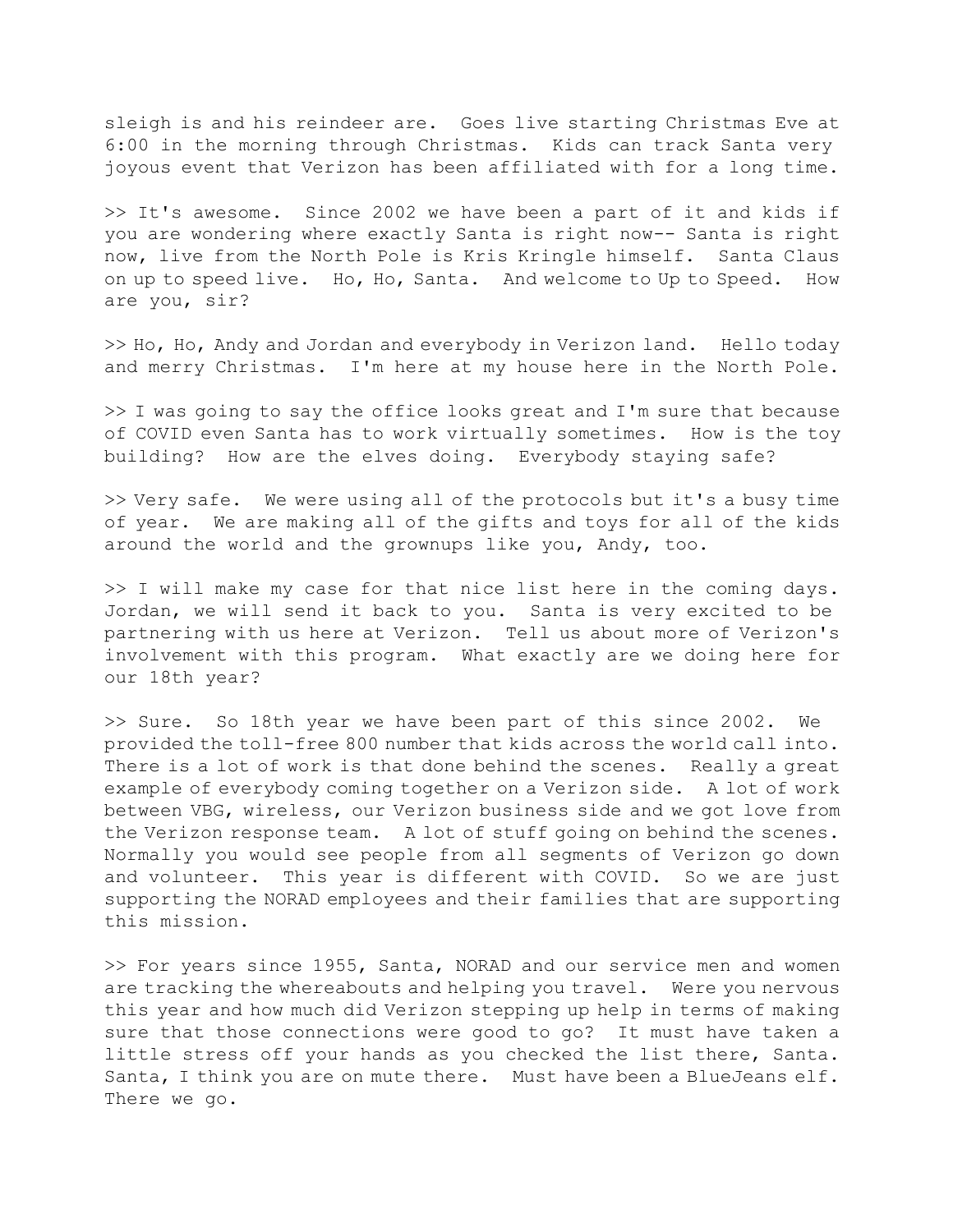sleigh is and his reindeer are. Goes live starting Christmas Eve at 6:00 in the morning through Christmas. Kids can track Santa very joyous event that Verizon has been affiliated with for a long time.

>> It's awesome. Since 2002 we have been a part of it and kids if you are wondering where exactly Santa is right now-- Santa is right now, live from the North Pole is Kris Kringle himself. Santa Claus on up to speed live. Ho, Ho, Santa. And welcome to Up to Speed. How are you, sir?

>> Ho, Ho, Andy and Jordan and everybody in Verizon land. Hello today and merry Christmas. I'm here at my house here in the North Pole.

>> I was going to say the office looks great and I'm sure that because of COVID even Santa has to work virtually sometimes. How is the toy building? How are the elves doing. Everybody staying safe?

>> Very safe. We were using all of the protocols but it's a busy time of year. We are making all of the gifts and toys for all of the kids around the world and the grownups like you, Andy, too.

>> I will make my case for that nice list here in the coming days. Jordan, we will send it back to you. Santa is very excited to be partnering with us here at Verizon. Tell us about more of Verizon's involvement with this program. What exactly are we doing here for our 18th year?

>> Sure. So 18th year we have been part of this since 2002. We provided the toll-free 800 number that kids across the world call into. There is a lot of work is that done behind the scenes. Really a great example of everybody coming together on a Verizon side. A lot of work between VBG, wireless, our Verizon business side and we got love from the Verizon response team. A lot of stuff going on behind the scenes. Normally you would see people from all segments of Verizon go down and volunteer. This year is different with COVID. So we are just supporting the NORAD employees and their families that are supporting this mission.

>> For years since 1955, Santa, NORAD and our service men and women are tracking the whereabouts and helping you travel. Were you nervous this year and how much did Verizon stepping up help in terms of making sure that those connections were good to go? It must have taken a little stress off your hands as you checked the list there, Santa. Santa, I think you are on mute there. Must have been a BlueJeans elf. There we go.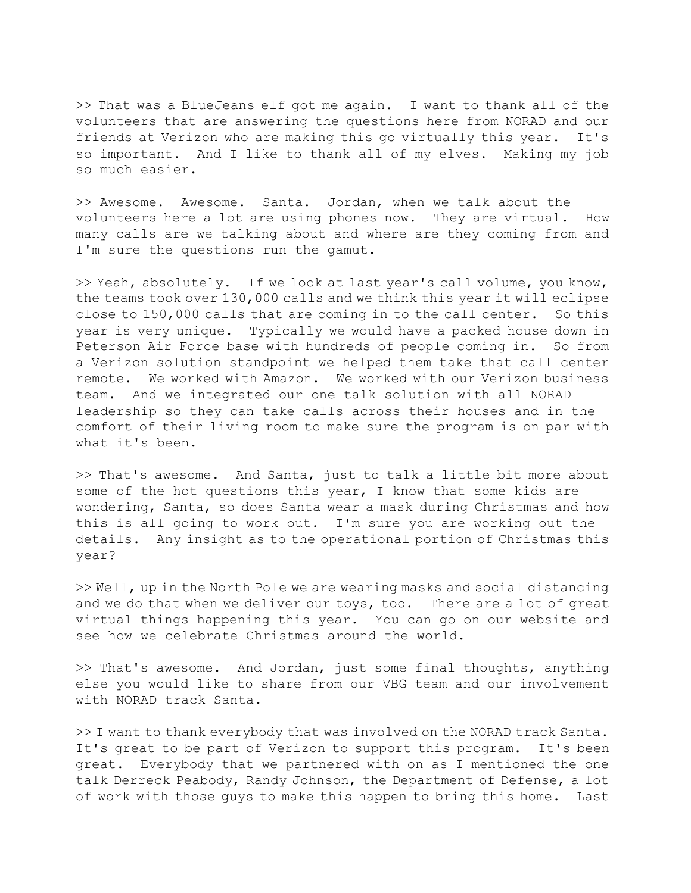>> That was a BlueJeans elf got me again. I want to thank all of the volunteers that are answering the questions here from NORAD and our friends at Verizon who are making this go virtually this year. It's so important. And I like to thank all of my elves. Making my job so much easier.

>> Awesome. Awesome. Santa. Jordan, when we talk about the volunteers here a lot are using phones now. They are virtual. How many calls are we talking about and where are they coming from and I'm sure the questions run the gamut.

>> Yeah, absolutely. If we look at last year's call volume, you know, the teams took over 130,000 calls and we think this year it will eclipse close to 150,000 calls that are coming in to the call center. So this year is very unique. Typically we would have a packed house down in Peterson Air Force base with hundreds of people coming in. So from a Verizon solution standpoint we helped them take that call center remote. We worked with Amazon. We worked with our Verizon business team. And we integrated our one talk solution with all NORAD leadership so they can take calls across their houses and in the comfort of their living room to make sure the program is on par with what it's been.

>> That's awesome. And Santa, just to talk a little bit more about some of the hot questions this year, I know that some kids are wondering, Santa, so does Santa wear a mask during Christmas and how this is all going to work out. I'm sure you are working out the details. Any insight as to the operational portion of Christmas this year?

>> Well, up in the North Pole we are wearing masks and social distancing and we do that when we deliver our toys, too. There are a lot of great virtual things happening this year. You can go on our website and see how we celebrate Christmas around the world.

>> That's awesome. And Jordan, just some final thoughts, anything else you would like to share from our VBG team and our involvement with NORAD track Santa.

>> I want to thank everybody that was involved on the NORAD track Santa. It's great to be part of Verizon to support this program. It's been great. Everybody that we partnered with on as I mentioned the one talk Derreck Peabody, Randy Johnson, the Department of Defense, a lot of work with those guys to make this happen to bring this home. Last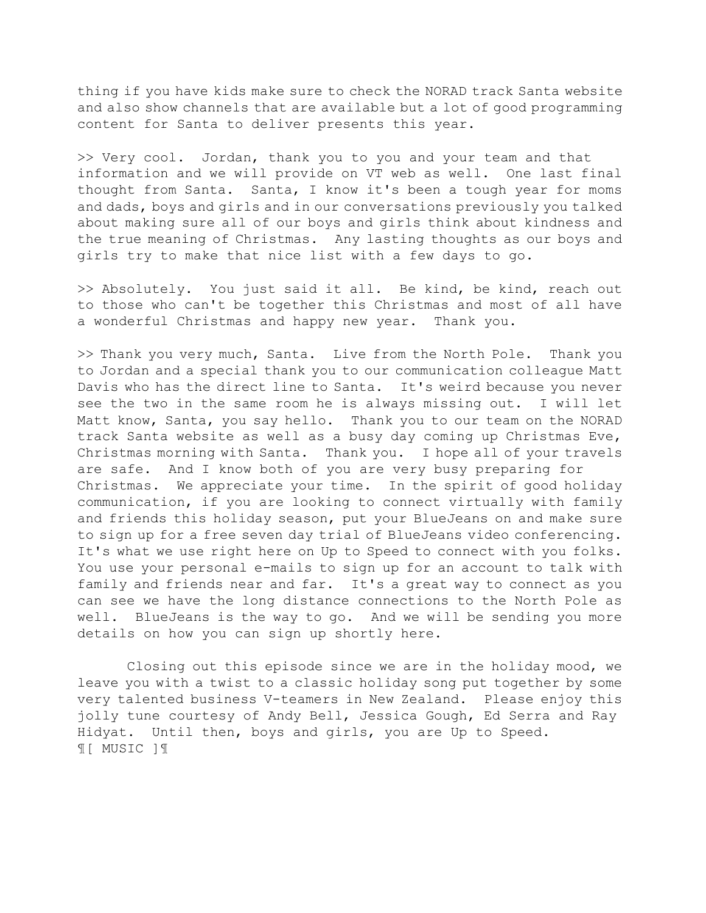thing if you have kids make sure to check the NORAD track Santa website and also show channels that are available but a lot of good programming content for Santa to deliver presents this year.

>> Very cool. Jordan, thank you to you and your team and that information and we will provide on VT web as well. One last final thought from Santa. Santa, I know it's been a tough year for moms and dads, boys and girls and in our conversations previously you talked about making sure all of our boys and girls think about kindness and the true meaning of Christmas. Any lasting thoughts as our boys and girls try to make that nice list with a few days to go.

>> Absolutely. You just said it all. Be kind, be kind, reach out to those who can't be together this Christmas and most of all have a wonderful Christmas and happy new year. Thank you.

>> Thank you very much, Santa. Live from the North Pole. Thank you to Jordan and a special thank you to our communication colleague Matt Davis who has the direct line to Santa. It's weird because you never see the two in the same room he is always missing out. I will let Matt know, Santa, you say hello. Thank you to our team on the NORAD track Santa website as well as a busy day coming up Christmas Eve, Christmas morning with Santa. Thank you. I hope all of your travels are safe. And I know both of you are very busy preparing for Christmas. We appreciate your time. In the spirit of good holiday communication, if you are looking to connect virtually with family and friends this holiday season, put your BlueJeans on and make sure to sign up for a free seven day trial of BlueJeans video conferencing. It's what we use right here on Up to Speed to connect with you folks. You use your personal e-mails to sign up for an account to talk with family and friends near and far. It's a great way to connect as you can see we have the long distance connections to the North Pole as well. BlueJeans is the way to go. And we will be sending you more details on how you can sign up shortly here.

Closing out this episode since we are in the holiday mood, we leave you with a twist to a classic holiday song put together by some very talented business V-teamers in New Zealand. Please enjoy this jolly tune courtesy of Andy Bell, Jessica Gough, Ed Serra and Ray Hidyat. Until then, boys and girls, you are Up to Speed.
¶[ MUSIC ]¶